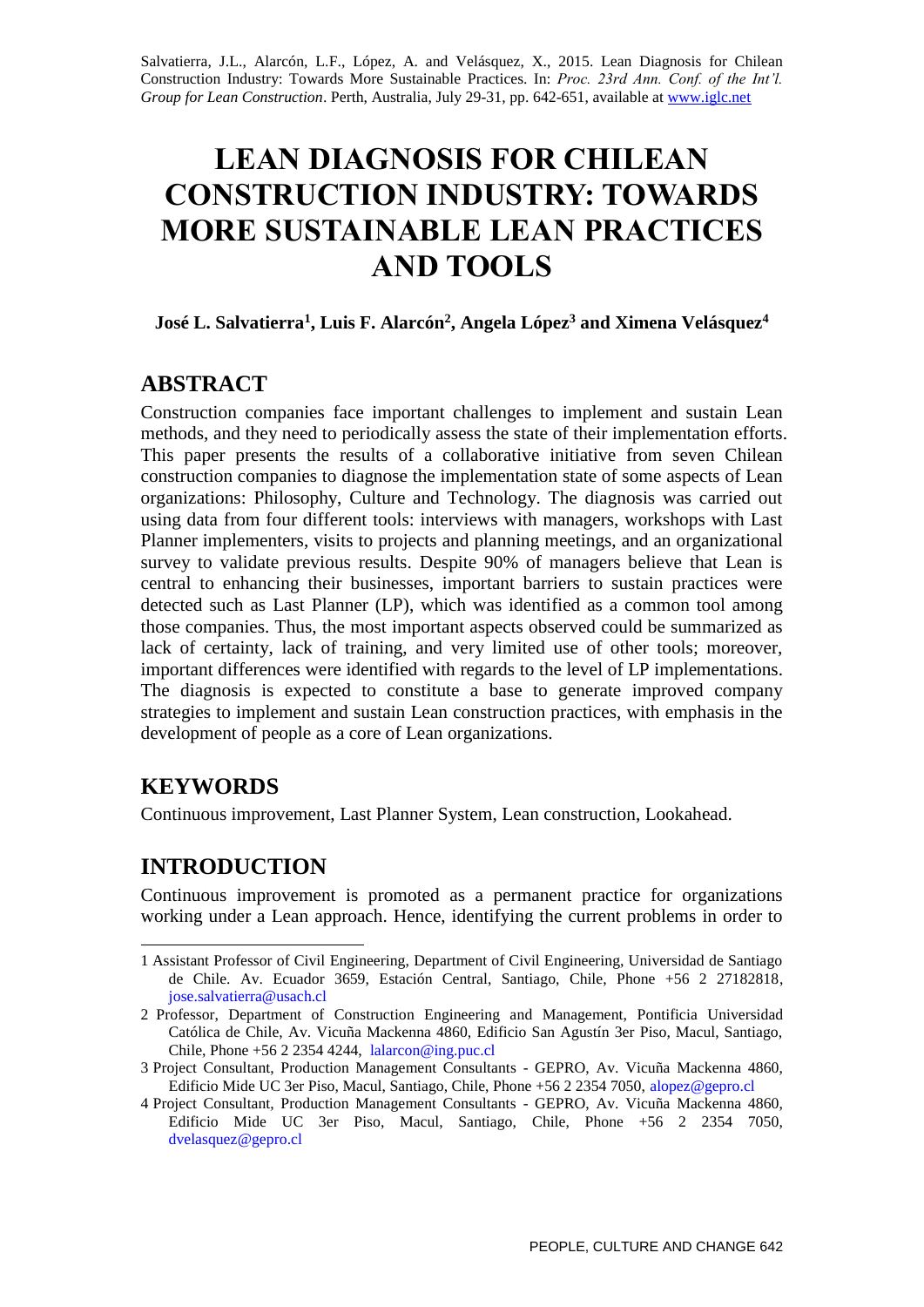Salvatierra, J.L., Alarcón, L.F., López, A. and Velásquez, X., 2015. Lean Diagnosis for Chilean Construction Industry: Towards More Sustainable Practices. In: *Proc. 23rd Ann. Conf. of the Int'l. Group for Lean Construction*. Perth, Australia, July 29-31, pp. 642-651, available at www.iglc.net

# LEAN DIAGNOSIS FOR CHILEAN CONSTRUCTION INDUSTRY: TOWARDS MORE SUSTAINABLE LEAN PRACTICES AND TOOLS

**José L. Salvatierra[1], Luis F. Alarcón[2], Angela López[3] and Ximena Velásquez[4]**

## ABSTRACT

Construction companies face important challenges to implement and sustain Lean methods, and they need to periodically assess the state of their implementation efforts. This paper presents the results of a collaborative initiative from seven Chilean construction companies to diagnose the implementation state of some aspects of Lean organizations: Philosophy, Culture and Technology. The diagnosis was carried out using data from four different tools: interviews with managers, workshops with Last Planner implementers, visits to projects and planning meetings, and an organizational survey to validate previous results. Despite 90% of managers believe that Lean is central to enhancing their businesses, important barriers to sustain practices were detected such as Last Planner (LP), which was identified as a common tool among those companies. Thus, the most important aspects observed could be summarized as lack of certainty, lack of training, and very limited use of other tools; moreover, important differences were identified with regards to the level of LP implementations. The diagnosis is expected to constitute a base to generate improved company strategies to implement and sustain Lean construction practices, with emphasis in the development of people as a core of Lean organizations.

## KEYWORDS

Continuous improvement, Last Planner System, Lean construction, Lookahead.

## INTRODUCTION

Continuous improvement is promoted as a permanent practice for organizations working under a Lean approach. Hence, identifying the current problems in order to

---

1 Assistant Professor of Civil Engineering, Department of Civil Engineering, Universidad de Santiago de Chile. Av. Ecuador 3659, Estación Central, Santiago, Chile, Phone +56 2 27182818, jose.salvatierra@usach.cl

2 Professor, Department of Construction Engineering and Management, Pontificia Universidad Católica de Chile, Av. Vicuña Mackenna 4860, Edificio San Agustín 3er Piso, Macul, Santiago, Chile, Phone +56 2 2354 4244, lalarcon@ing.puc.cl

3 Project Consultant, Production Management Consultants - GEPRO, Av. Vicuña Mackenna 4860, Edificio Mide UC 3er Piso, Macul, Santiago, Chile, Phone +56 2 2354 7050, alopez@gepro.cl

4 Project Consultant, Production Management Consultants - GEPRO, Av. Vicuña Mackenna 4860, Edificio Mide UC 3er Piso, Macul, Santiago, Chile, Phone +56 2 2354 7050, dvelasquez@gepro.cl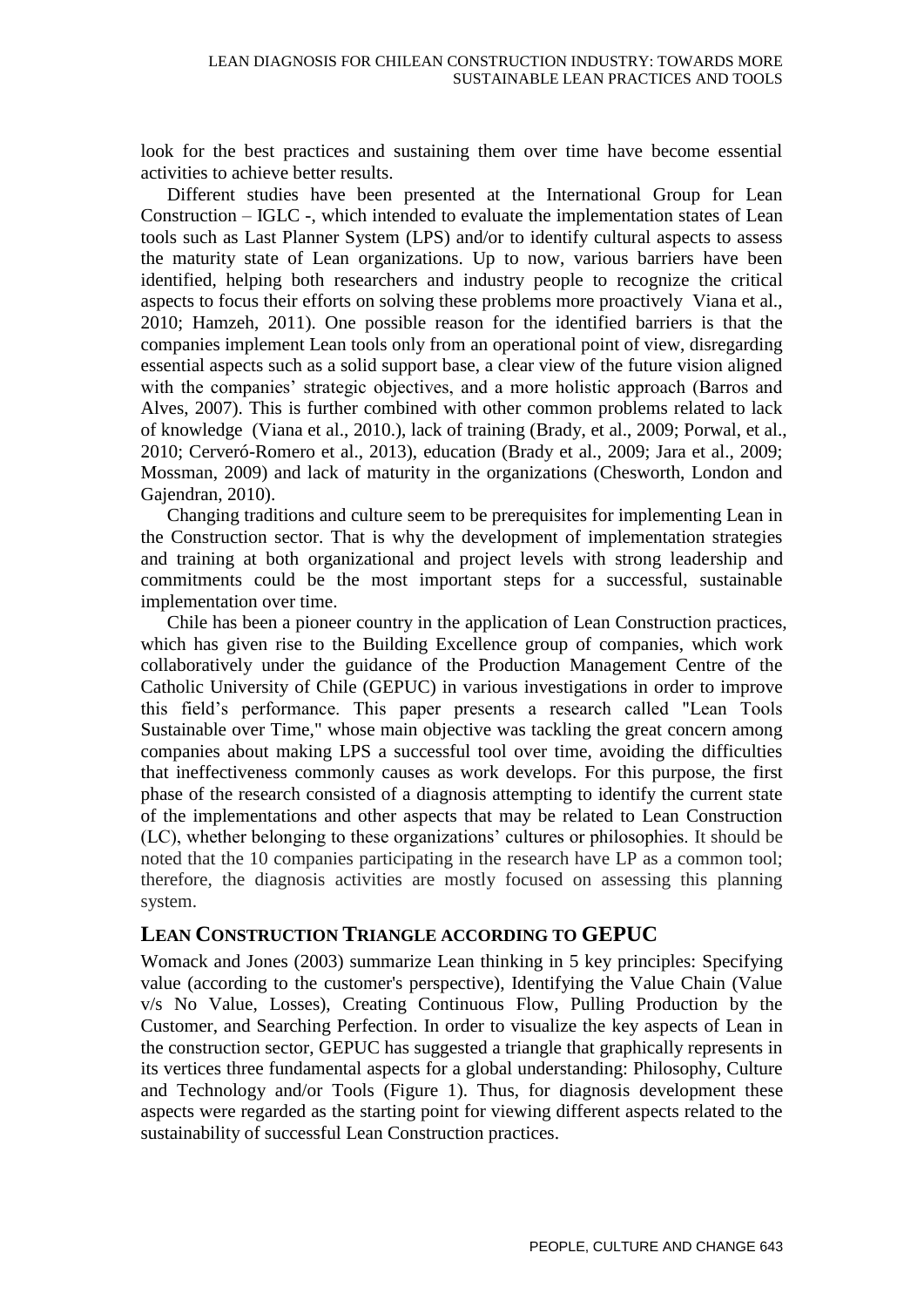look for the best practices and sustaining them over time have become essential activities to achieve better results.

Different studies have been presented at the International Group for Lean Construction – IGLC -, which intended to evaluate the implementation states of Lean tools such as Last Planner System (LPS) and/or to identify cultural aspects to assess the maturity state of Lean organizations. Up to now, various barriers have been identified, helping both researchers and industry people to recognize the critical aspects to focus their efforts on solving these problems more proactively Viana et al., 2010; Hamzeh, 2011). One possible reason for the identified barriers is that the companies implement Lean tools only from an operational point of view, disregarding essential aspects such as a solid support base, a clear view of the future vision aligned with the companies' strategic objectives, and a more holistic approach (Barros and Alves, 2007). This is further combined with other common problems related to lack of knowledge (Viana et al., 2010.), lack of training (Brady, et al., 2009; Porwal, et al., 2010; Cerveró-Romero et al., 2013), education (Brady et al., 2009; Jara et al., 2009; Mossman, 2009) and lack of maturity in the organizations (Chesworth, London and Gajendran, 2010).

Changing traditions and culture seem to be prerequisites for implementing Lean in the Construction sector. That is why the development of implementation strategies and training at both organizational and project levels with strong leadership and commitments could be the most important steps for a successful, sustainable implementation over time.

Chile has been a pioneer country in the application of Lean Construction practices, which has given rise to the Building Excellence group of companies, which work collaboratively under the guidance of the Production Management Centre of the Catholic University of Chile (GEPUC) in various investigations in order to improve this field's performance. This paper presents a research called "Lean Tools Sustainable over Time," whose main objective was tackling the great concern among companies about making LPS a successful tool over time, avoiding the difficulties that ineffectiveness commonly causes as work develops. For this purpose, the first phase of the research consisted of a diagnosis attempting to identify the current state of the implementations and other aspects that may be related to Lean Construction (LC), whether belonging to these organizations' cultures or philosophies. It should be noted that the 10 companies participating in the research have LP as a common tool; therefore, the diagnosis activities are mostly focused on assessing this planning system.

## LEAN CONSTRUCTION TRIANGLE ACCORDING TO GEPUC

Womack and Jones (2003) summarize Lean thinking in 5 key principles: Specifying value (according to the customer's perspective), Identifying the Value Chain (Value v/s No Value, Losses), Creating Continuous Flow, Pulling Production by the Customer, and Searching Perfection. In order to visualize the key aspects of Lean in the construction sector, GEPUC has suggested a triangle that graphically represents in its vertices three fundamental aspects for a global understanding: Philosophy, Culture and Technology and/or Tools (Figure 1). Thus, for diagnosis development these aspects were regarded as the starting point for viewing different aspects related to the sustainability of successful Lean Construction practices.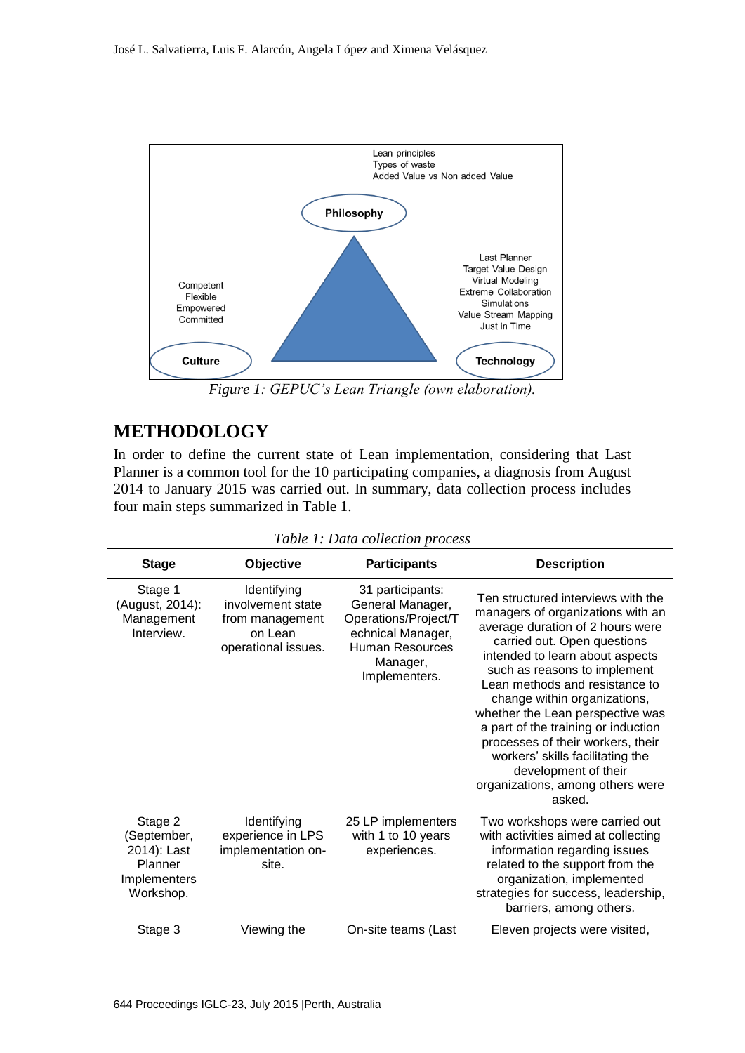Lean principles
Types of waste
Added Value vs Non added Value

Philosophy

Competent
Flexible
Empowered
Committed

Culture

Last Planner
Target Value Design
Virtual Modeling
Extreme Collaboration
Simulations
Value Stream Mapping
Just in Time

Technology

*Figure 1: GEPUC's Lean Triangle (own elaboration).*

## METHODOLOGY

In order to define the current state of Lean implementation, considering that Last Planner is a common tool for the 10 participating companies, a diagnosis from August 2014 to January 2015 was carried out. In summary, data collection process includes four main steps summarized in Table 1.

*Table 1: Data collection process*

| Stage | Objective | Participants | Description |
|---|---|---|---|
| Stage 1 (August, 2014): Management Interview. | Identifying involvement state from management on Lean operational issues. | 31 participants: General Manager, Operations/Project/Technical Manager, Human Resources Manager, Implementers. | Ten structured interviews with the managers of organizations with an average duration of 2 hours were carried out. Open questions intended to learn about aspects such as reasons to implement Lean methods and resistance to change within organizations, whether the Lean perspective was a part of the training or induction processes of their workers, their workers' skills facilitating the development of their organizations, among others were asked. |
| Stage 2 (September, 2014): Last Planner Implementers Workshop. | Identifying experience in LPS implementation on-site. | 25 LP implementers with 1 to 10 years experiences. | Two workshops were carried out with activities aimed at collecting information regarding issues related to the support from the organization, implemented strategies for success, leadership, barriers, among others. |
| Stage 3 | Viewing the | On-site teams (Last | Eleven projects were visited, |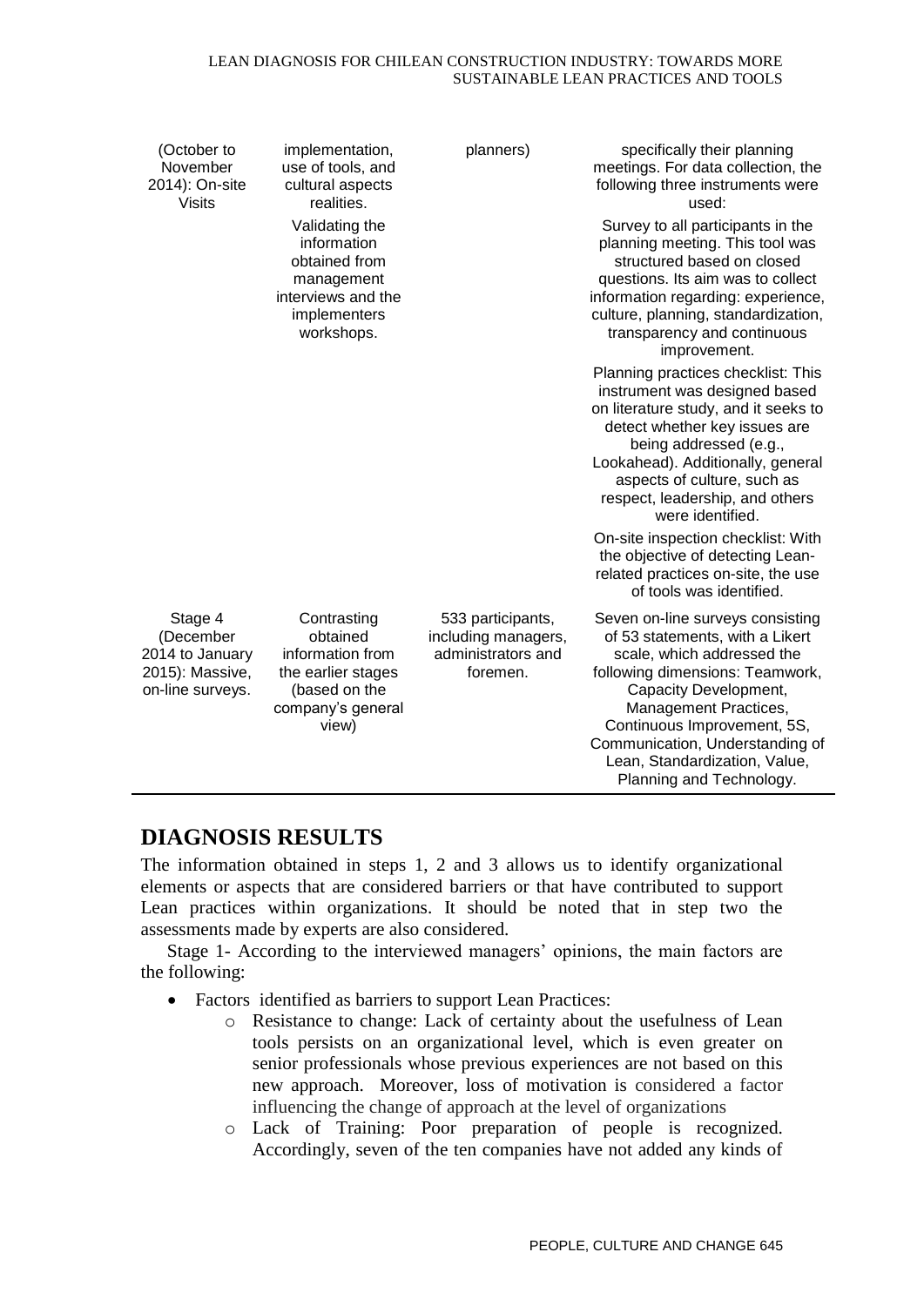| | | | |
|---|---|---|---|
| (October to November 2014): On-site Visits | implementation, use of tools, and cultural aspects realities. Validating the information obtained from management interviews and the implementers workshops. | planners) | specifically their planning meetings. For data collection, the following three instruments were used: Survey to all participants in the planning meeting. This tool was structured based on closed questions. Its aim was to collect information regarding: experience, culture, planning, standardization, transparency and continuous improvement. Planning practices checklist: This instrument was designed based on literature study, and it seeks to detect whether key issues are being addressed (e.g., Lookahead). Additionally, general aspects of culture, such as respect, leadership, and others were identified. On-site inspection checklist: With the objective of detecting Lean-related practices on-site, the use of tools was identified. |
| Stage 4 (December 2014 to January 2015): Massive, on-line surveys. | Contrasting obtained information from the earlier stages (based on the company's general view) | 533 participants, including managers, administrators and foremen. | Seven on-line surveys consisting of 53 statements, with a Likert scale, which addressed the following dimensions: Teamwork, Capacity Development, Management Practices, Continuous Improvement, 5S, Communication, Understanding of Lean, Standardization, Value, Planning and Technology. |

## DIAGNOSIS RESULTS

The information obtained in steps 1, 2 and 3 allows us to identify organizational elements or aspects that are considered barriers or that have contributed to support Lean practices within organizations. It should be noted that in step two the assessments made by experts are also considered.

Stage 1- According to the interviewed managers' opinions, the main factors are the following:

- Factors identified as barriers to support Lean Practices:
  - Resistance to change: Lack of certainty about the usefulness of Lean tools persists on an organizational level, which is even greater on senior professionals whose previous experiences are not based on this new approach. Moreover, loss of motivation is considered a factor influencing the change of approach at the level of organizations
  - Lack of Training: Poor preparation of people is recognized. Accordingly, seven of the ten companies have not added any kinds of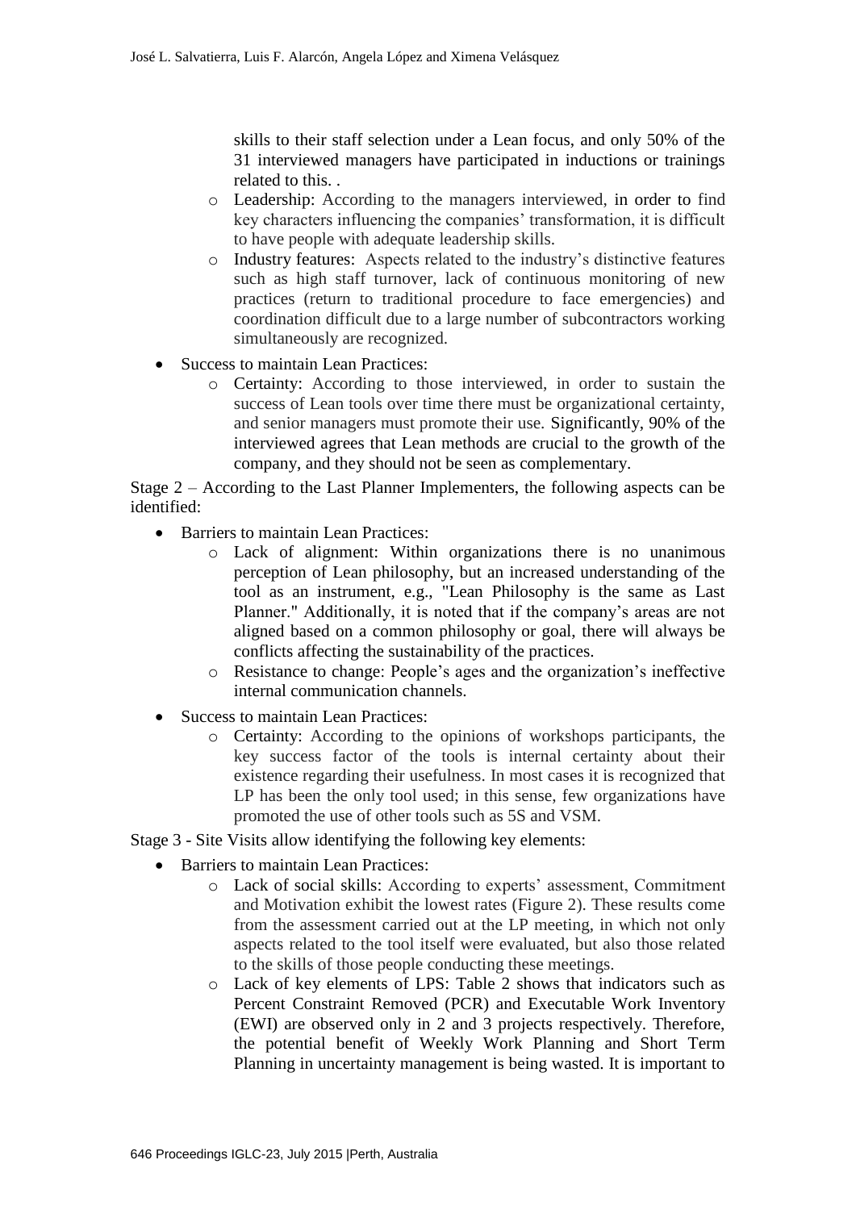skills to their staff selection under a Lean focus, and only 50% of the 31 interviewed managers have participated in inductions or trainings related to this. .

  - Leadership: According to the managers interviewed, in order to find key characters influencing the companies' transformation, it is difficult to have people with adequate leadership skills.
  - Industry features: Aspects related to the industry's distinctive features such as high staff turnover, lack of continuous monitoring of new practices (return to traditional procedure to face emergencies) and coordination difficult due to a large number of subcontractors working simultaneously are recognized.

- Success to maintain Lean Practices:
  - Certainty: According to those interviewed, in order to sustain the success of Lean tools over time there must be organizational certainty, and senior managers must promote their use. Significantly, 90% of the interviewed agrees that Lean methods are crucial to the growth of the company, and they should not be seen as complementary.

Stage 2 – According to the Last Planner Implementers, the following aspects can be identified:

- Barriers to maintain Lean Practices:
  - Lack of alignment: Within organizations there is no unanimous perception of Lean philosophy, but an increased understanding of the tool as an instrument, e.g., "Lean Philosophy is the same as Last Planner." Additionally, it is noted that if the company's areas are not aligned based on a common philosophy or goal, there will always be conflicts affecting the sustainability of the practices.
  - Resistance to change: People's ages and the organization's ineffective internal communication channels.
- Success to maintain Lean Practices:
  - Certainty: According to the opinions of workshops participants, the key success factor of the tools is internal certainty about their existence regarding their usefulness. In most cases it is recognized that LP has been the only tool used; in this sense, few organizations have promoted the use of other tools such as 5S and VSM.

Stage 3 - Site Visits allow identifying the following key elements:

- Barriers to maintain Lean Practices:
  - Lack of social skills: According to experts' assessment, Commitment and Motivation exhibit the lowest rates (Figure 2). These results come from the assessment carried out at the LP meeting, in which not only aspects related to the tool itself were evaluated, but also those related to the skills of those people conducting these meetings.
  - Lack of key elements of LPS: Table 2 shows that indicators such as Percent Constraint Removed (PCR) and Executable Work Inventory (EWI) are observed only in 2 and 3 projects respectively. Therefore, the potential benefit of Weekly Work Planning and Short Term Planning in uncertainty management is being wasted. It is important to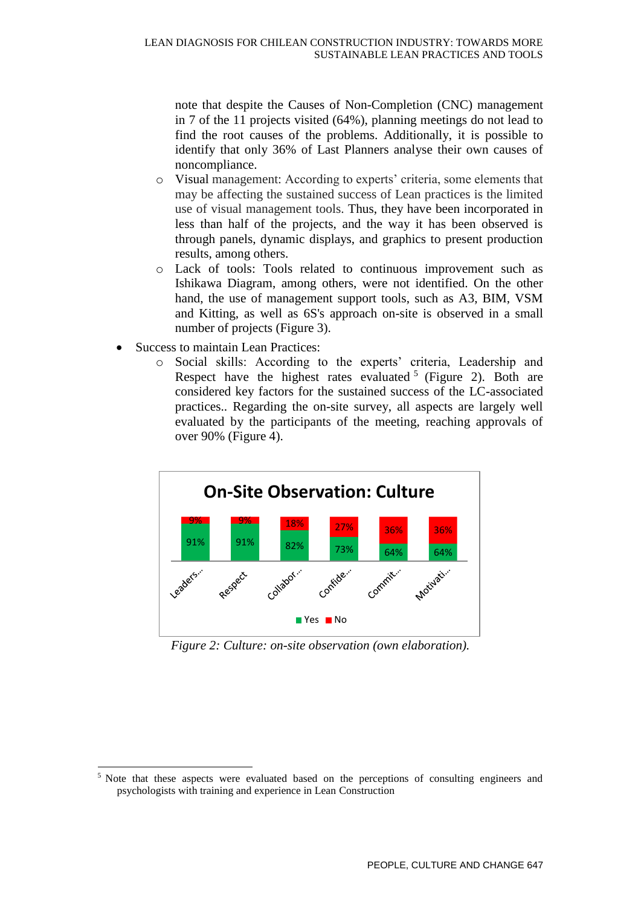note that despite the Causes of Non-Completion (CNC) management in 7 of the 11 projects visited (64%), planning meetings do not lead to find the root causes of the problems. Additionally, it is possible to identify that only 36% of Last Planners analyse their own causes of noncompliance.

- Visual management: According to experts' criteria, some elements that may be affecting the sustained success of Lean practices is the limited use of visual management tools. Thus, they have been incorporated in less than half of the projects, and the way it has been observed is through panels, dynamic displays, and graphics to present production results, among others.
- Lack of tools: Tools related to continuous improvement such as Ishikawa Diagram, among others, were not identified. On the other hand, the use of management support tools, such as A3, BIM, VSM and Kitting, as well as 6S's approach on-site is observed in a small number of projects (Figure 3).

- Success to maintain Lean Practices:
  - Social skills: According to the experts' criteria, Leadership and Respect have the highest rates evaluated [5] (Figure 2). Both are considered key factors for the sustained success of the LC-associated practices.. Regarding the on-site survey, all aspects are largely well evaluated by the participants of the meeting, reaching approvals of over 90% (Figure 4).

**On-Site Observation: Culture**

| | Leaders... | Respect | Collabor... | Confide... | Commit... | Motivati... |
|---|---|---|---|---|---|---|
| Yes | 91% | 91% | 82% | 73% | 64% | 64% |
| No | 9% | 9% | 18% | 27% | 36% | 36% |

*Figure 2: Culture: on-site observation (own elaboration).*

[5] Note that these aspects were evaluated based on the perceptions of consulting engineers and psychologists with training and experience in Lean Construction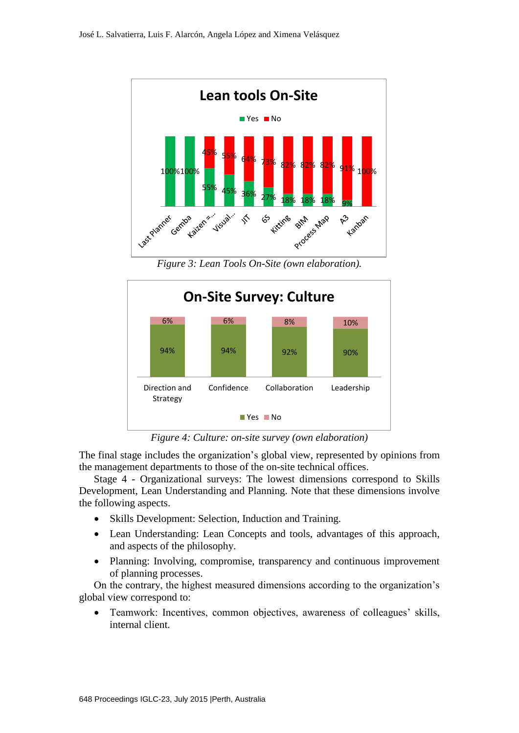Figure 3: Lean Tools On-Site (own elaboration).

Figure 4: Culture: on-site survey (own elaboration)

The final stage includes the organization's global view, represented by opinions from the management departments to those of the on-site technical offices.

Stage 4 - Organizational surveys: The lowest dimensions correspond to Skills Development, Lean Understanding and Planning. Note that these dimensions involve the following aspects.

- Skills Development: Selection, Induction and Training.
- Lean Understanding: Lean Concepts and tools, advantages of this approach, and aspects of the philosophy.
- Planning: Involving, compromise, transparency and continuous improvement of planning processes.

On the contrary, the highest measured dimensions according to the organization's global view correspond to:

- Teamwork: Incentives, common objectives, awareness of colleagues' skills, internal client.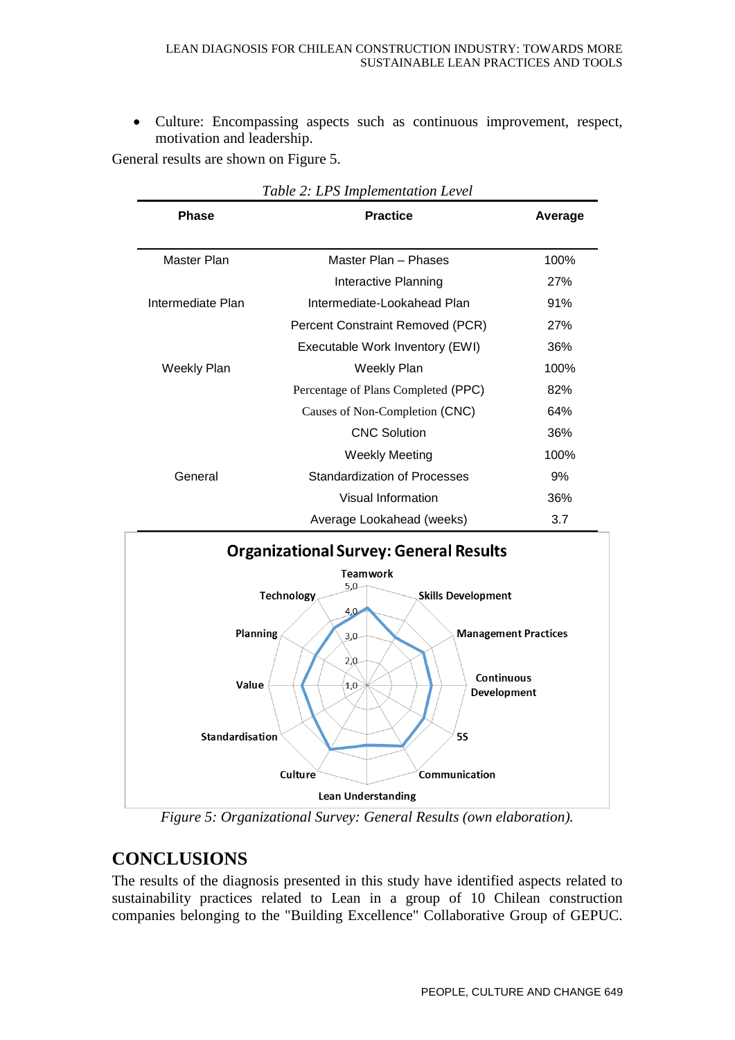- Culture: Encompassing aspects such as continuous improvement, respect, motivation and leadership.

General results are shown on Figure 5.

*Table 2: LPS Implementation Level*

| Phase | Practice | Average |
|---|---|---|
| Master Plan | Master Plan – Phases | 100% |
| | Interactive Planning | 27% |
| Intermediate Plan | Intermediate-Lookahead Plan | 91% |
| | Percent Constraint Removed (PCR) | 27% |
| | Executable Work Inventory (EWI) | 36% |
| Weekly Plan | Weekly Plan | 100% |
| | Percentage of Plans Completed (PPC) | 82% |
| | Causes of Non-Completion (CNC) | 64% |
| | CNC Solution | 36% |
| | Weekly Meeting | 100% |
| General | Standardization of Processes | 9% |
| | Visual Information | 36% |
| | Average Lookahead (weeks) | 3.7 |

*Figure 5: Organizational Survey: General Results (own elaboration).*

# CONCLUSIONS

The results of the diagnosis presented in this study have identified aspects related to sustainability practices related to Lean in a group of 10 Chilean construction companies belonging to the "Building Excellence" Collaborative Group of GEPUC.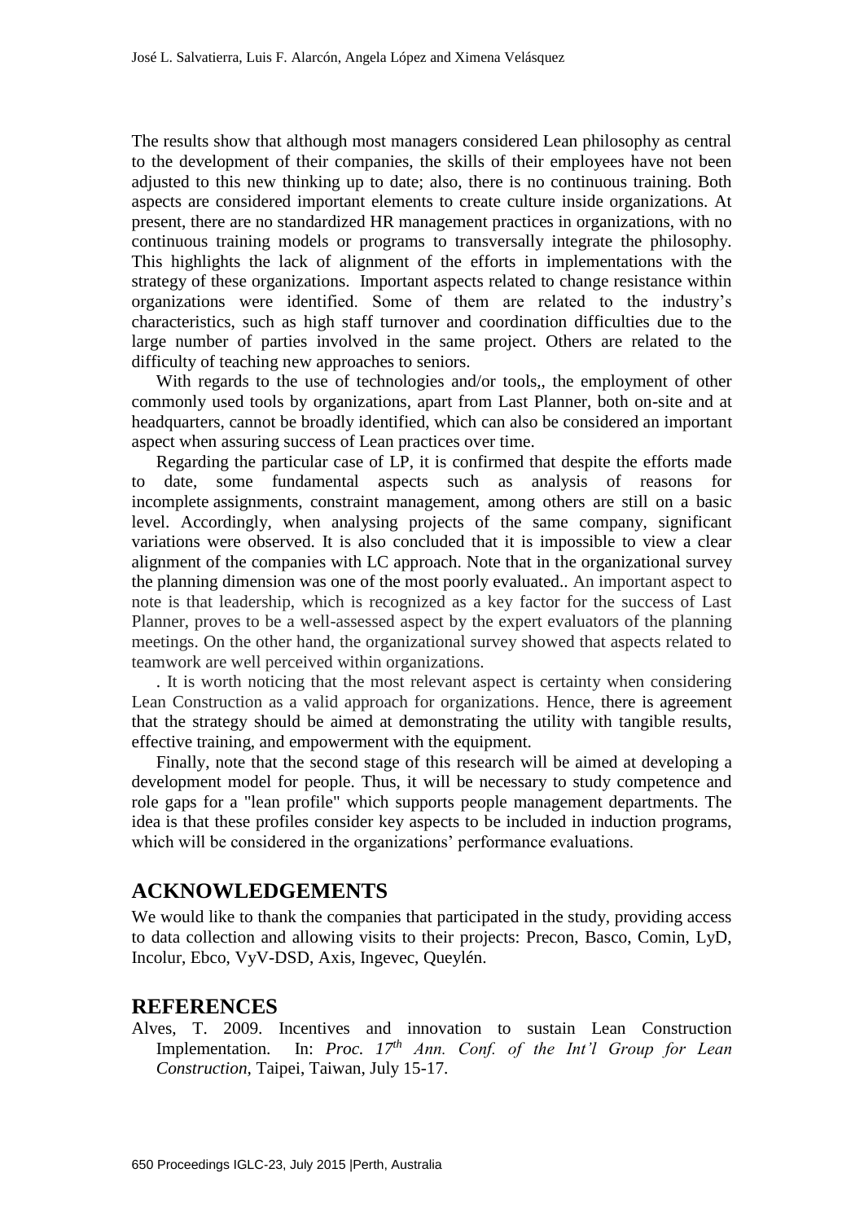The results show that although most managers considered Lean philosophy as central to the development of their companies, the skills of their employees have not been adjusted to this new thinking up to date; also, there is no continuous training. Both aspects are considered important elements to create culture inside organizations. At present, there are no standardized HR management practices in organizations, with no continuous training models or programs to transversally integrate the philosophy. This highlights the lack of alignment of the efforts in implementations with the strategy of these organizations. Important aspects related to change resistance within organizations were identified. Some of them are related to the industry's characteristics, such as high staff turnover and coordination difficulties due to the large number of parties involved in the same project. Others are related to the difficulty of teaching new approaches to seniors.

With regards to the use of technologies and/or tools,, the employment of other commonly used tools by organizations, apart from Last Planner, both on-site and at headquarters, cannot be broadly identified, which can also be considered an important aspect when assuring success of Lean practices over time.

Regarding the particular case of LP, it is confirmed that despite the efforts made to date, some fundamental aspects such as analysis of reasons for incomplete assignments, constraint management, among others are still on a basic level. Accordingly, when analysing projects of the same company, significant variations were observed. It is also concluded that it is impossible to view a clear alignment of the companies with LC approach. Note that in the organizational survey the planning dimension was one of the most poorly evaluated.. An important aspect to note is that leadership, which is recognized as a key factor for the success of Last Planner, proves to be a well-assessed aspect by the expert evaluators of the planning meetings. On the other hand, the organizational survey showed that aspects related to teamwork are well perceived within organizations.

. It is worth noticing that the most relevant aspect is certainty when considering Lean Construction as a valid approach for organizations. Hence, there is agreement that the strategy should be aimed at demonstrating the utility with tangible results, effective training, and empowerment with the equipment.

Finally, note that the second stage of this research will be aimed at developing a development model for people. Thus, it will be necessary to study competence and role gaps for a "lean profile" which supports people management departments. The idea is that these profiles consider key aspects to be included in induction programs, which will be considered in the organizations' performance evaluations.

## ACKNOWLEDGEMENTS

We would like to thank the companies that participated in the study, providing access to data collection and allowing visits to their projects: Precon, Basco, Comin, LyD, Incolur, Ebco, VyV-DSD, Axis, Ingevec, Queylén.

## REFERENCES

Alves, T. 2009. Incentives and innovation to sustain Lean Construction Implementation. In: *Proc. 17th Ann. Conf. of the Int'l Group for Lean Construction*, Taipei, Taiwan, July 15-17.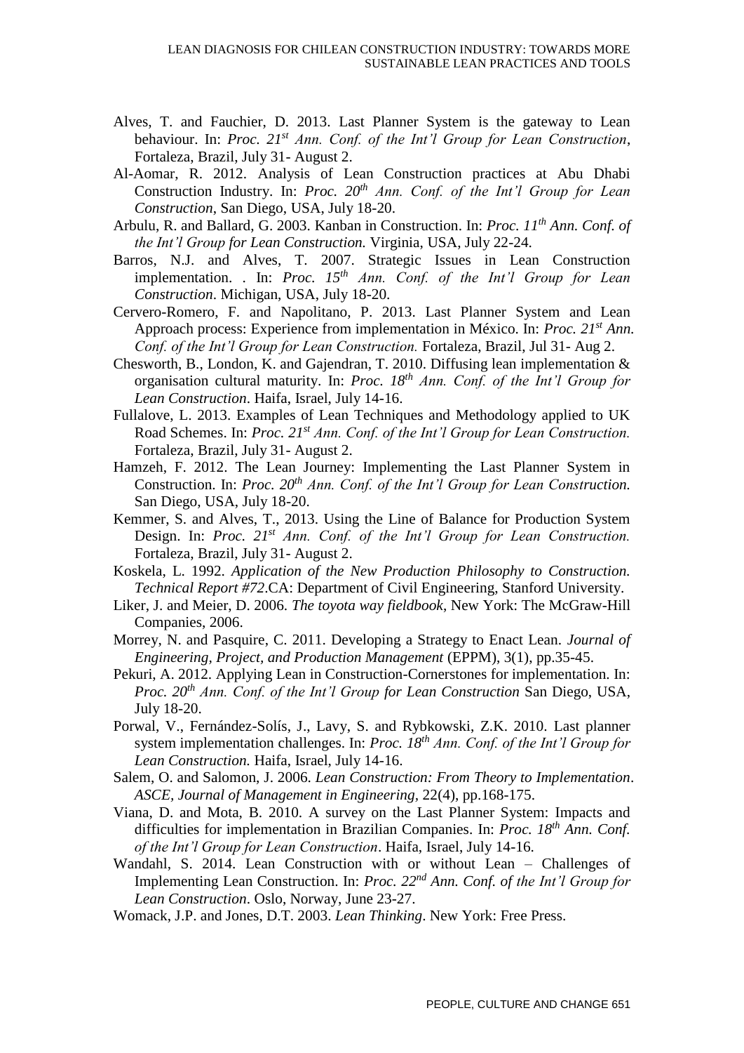Alves, T. and Fauchier, D. 2013. Last Planner System is the gateway to Lean behaviour. In: *Proc. 21st Ann. Conf. of the Int'l Group for Lean Construction*, Fortaleza, Brazil, July 31- August 2.

Al-Aomar, R. 2012. Analysis of Lean Construction practices at Abu Dhabi Construction Industry. In: *Proc. 20th Ann. Conf. of the Int'l Group for Lean Construction*, San Diego, USA, July 18-20.

Arbulu, R. and Ballard, G. 2003. Kanban in Construction. In: *Proc. 11th Ann. Conf. of the Int'l Group for Lean Construction.* Virginia, USA, July 22-24.

Barros, N.J. and Alves, T. 2007. Strategic Issues in Lean Construction implementation. . In: *Proc. 15th Ann. Conf. of the Int'l Group for Lean Construction*. Michigan, USA, July 18-20.

Cervero-Romero, F. and Napolitano, P. 2013. Last Planner System and Lean Approach process: Experience from implementation in México. In: *Proc. 21st Ann. Conf. of the Int'l Group for Lean Construction.* Fortaleza, Brazil, Jul 31- Aug 2.

Chesworth, B., London, K. and Gajendran, T. 2010. Diffusing lean implementation & organisation cultural maturity. In: *Proc. 18th Ann. Conf. of the Int'l Group for Lean Construction*. Haifa, Israel, July 14-16.

Fullalove, L. 2013. Examples of Lean Techniques and Methodology applied to UK Road Schemes. In: *Proc. 21st Ann. Conf. of the Int'l Group for Lean Construction.* Fortaleza, Brazil, July 31- August 2.

Hamzeh, F. 2012. The Lean Journey: Implementing the Last Planner System in Construction. In: *Proc. 20th Ann. Conf. of the Int'l Group for Lean Construction.* San Diego, USA, July 18-20.

Kemmer, S. and Alves, T., 2013. Using the Line of Balance for Production System Design. In: *Proc. 21st Ann. Conf. of the Int'l Group for Lean Construction.* Fortaleza, Brazil, July 31- August 2.

Koskela, L. 1992. *Application of the New Production Philosophy to Construction. Technical Report #72*.CA: Department of Civil Engineering, Stanford University.

Liker, J. and Meier, D. 2006. *The toyota way fieldbook*, New York: The McGraw-Hill Companies, 2006.

Morrey, N. and Pasquire, C. 2011. Developing a Strategy to Enact Lean. *Journal of Engineering, Project, and Production Management* (EPPM), 3(1), pp.35-45.

Pekuri, A. 2012. Applying Lean in Construction-Cornerstones for implementation. In: *Proc. 20th Ann. Conf. of the Int'l Group for Lean Construction* San Diego, USA, July 18-20.

Porwal, V., Fernández-Solís, J., Lavy, S. and Rybkowski, Z.K. 2010. Last planner system implementation challenges. In: *Proc. 18th Ann. Conf. of the Int'l Group for Lean Construction.* Haifa, Israel, July 14-16.

Salem, O. and Salomon, J. 2006. *Lean Construction: From Theory to Implementation*. *ASCE, Journal of Management in Engineering,* 22(4), pp.168-175.

Viana, D. and Mota, B. 2010. A survey on the Last Planner System: Impacts and difficulties for implementation in Brazilian Companies. In: *Proc. 18th Ann. Conf. of the Int'l Group for Lean Construction*. Haifa, Israel, July 14-16.

Wandahl, S. 2014. Lean Construction with or without Lean – Challenges of Implementing Lean Construction. In: *Proc. 22nd Ann. Conf. of the Int'l Group for Lean Construction*. Oslo, Norway, June 23-27.

Womack, J.P. and Jones, D.T. 2003. *Lean Thinking*. New York: Free Press.